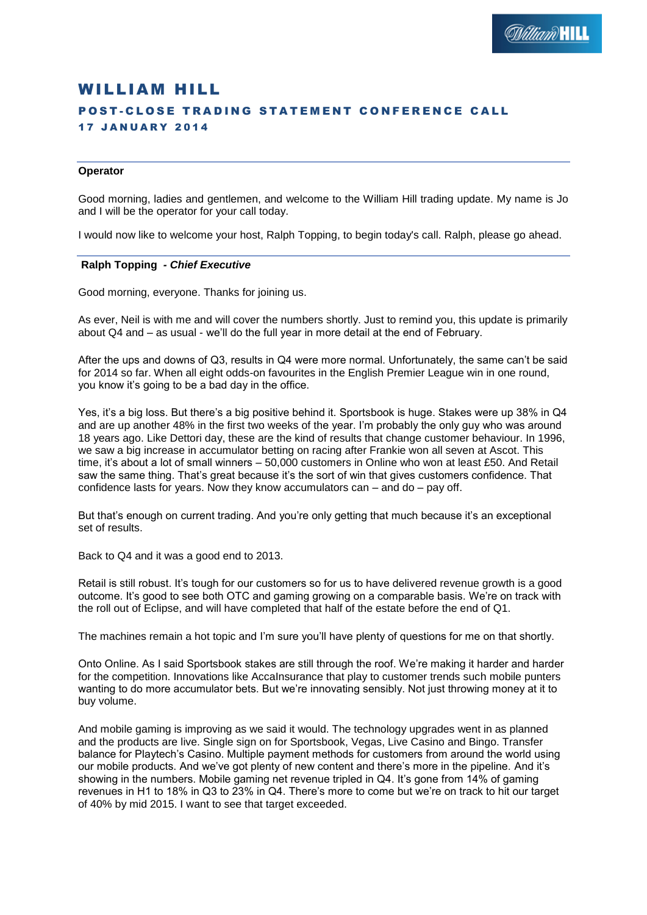# WILLIAM HILL

## POST-CLOSE TRADING STATEMENT CONFERENCE CALL

### 17 JANUARY 2014

---

**Operator**

Good morning, ladies and gentlemen, and welcome to the William Hill trading update. My name is Jo and I will be the operator for your call today.

I would now like to welcome your host, Ralph Topping, to begin today's call. Ralph, please go ahead.

---

**Ralph Topping** *- Chief Executive*

Good morning, everyone. Thanks for joining us.

As ever, Neil is with me and will cover the numbers shortly. Just to remind you, this update is primarily about Q4 and – as usual - we'll do the full year in more detail at the end of February.

After the ups and downs of Q3, results in Q4 were more normal. Unfortunately, the same can't be said for 2014 so far. When all eight odds-on favourites in the English Premier League win in one round, you know it's going to be a bad day in the office.

Yes, it's a big loss. But there's a big positive behind it. Sportsbook is huge. Stakes were up 38% in Q4 and are up another 48% in the first two weeks of the year. I'm probably the only guy who was around 18 years ago. Like Dettori day, these are the kind of results that change customer behaviour. In 1996, we saw a big increase in accumulator betting on racing after Frankie won all seven at Ascot. This time, it's about a lot of small winners – 50,000 customers in Online who won at least £50. And Retail saw the same thing. That's great because it's the sort of win that gives customers confidence. That confidence lasts for years. Now they know accumulators can – and do – pay off.

But that's enough on current trading. And you're only getting that much because it's an exceptional set of results.

Back to Q4 and it was a good end to 2013.

Retail is still robust. It's tough for our customers so for us to have delivered revenue growth is a good outcome. It's good to see both OTC and gaming growing on a comparable basis. We're on track with the roll out of Eclipse, and will have completed that half of the estate before the end of Q1.

The machines remain a hot topic and I'm sure you'll have plenty of questions for me on that shortly.

Onto Online. As I said Sportsbook stakes are still through the roof. We're making it harder and harder for the competition. Innovations like AccaInsurance that play to customer trends such mobile punters wanting to do more accumulator bets. But we're innovating sensibly. Not just throwing money at it to buy volume.

And mobile gaming is improving as we said it would. The technology upgrades went in as planned and the products are live. Single sign on for Sportsbook, Vegas, Live Casino and Bingo. Transfer balance for Playtech's Casino. Multiple payment methods for customers from around the world using our mobile products. And we've got plenty of new content and there's more in the pipeline. And it's showing in the numbers. Mobile gaming net revenue tripled in Q4. It's gone from 14% of gaming revenues in H1 to 18% in Q3 to 23% in Q4. There's more to come but we're on track to hit our target of 40% by mid 2015. I want to see that target exceeded.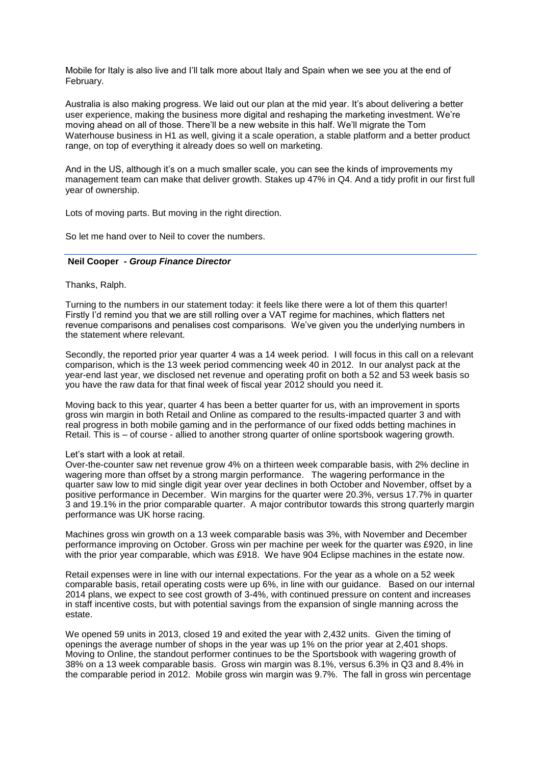Mobile for Italy is also live and I'll talk more about Italy and Spain when we see you at the end of February.

Australia is also making progress. We laid out our plan at the mid year. It's about delivering a better user experience, making the business more digital and reshaping the marketing investment. We're moving ahead on all of those. There'll be a new website in this half. We'll migrate the Tom Waterhouse business in H1 as well, giving it a scale operation, a stable platform and a better product range, on top of everything it already does so well on marketing.

And in the US, although it's on a much smaller scale, you can see the kinds of improvements my management team can make that deliver growth. Stakes up 47% in Q4. And a tidy profit in our first full year of ownership.

Lots of moving parts. But moving in the right direction.

So let me hand over to Neil to cover the numbers.

---

**Neil Cooper -** ***Group Finance Director***

Thanks, Ralph.

Turning to the numbers in our statement today: it feels like there were a lot of them this quarter! Firstly I'd remind you that we are still rolling over a VAT regime for machines, which flatters net revenue comparisons and penalises cost comparisons. We've given you the underlying numbers in the statement where relevant.

Secondly, the reported prior year quarter 4 was a 14 week period. I will focus in this call on a relevant comparison, which is the 13 week period commencing week 40 in 2012. In our analyst pack at the year-end last year, we disclosed net revenue and operating profit on both a 52 and 53 week basis so you have the raw data for that final week of fiscal year 2012 should you need it.

Moving back to this year, quarter 4 has been a better quarter for us, with an improvement in sports gross win margin in both Retail and Online as compared to the results-impacted quarter 3 and with real progress in both mobile gaming and in the performance of our fixed odds betting machines in Retail. This is – of course - allied to another strong quarter of online sportsbook wagering growth.

Let's start with a look at retail.
Over-the-counter saw net revenue grow 4% on a thirteen week comparable basis, with 2% decline in wagering more than offset by a strong margin performance. The wagering performance in the quarter saw low to mid single digit year over year declines in both October and November, offset by a positive performance in December. Win margins for the quarter were 20.3%, versus 17.7% in quarter 3 and 19.1% in the prior comparable quarter. A major contributor towards this strong quarterly margin performance was UK horse racing.

Machines gross win growth on a 13 week comparable basis was 3%, with November and December performance improving on October. Gross win per machine per week for the quarter was £920, in line with the prior year comparable, which was £918. We have 904 Eclipse machines in the estate now.

Retail expenses were in line with our internal expectations. For the year as a whole on a 52 week comparable basis, retail operating costs were up 6%, in line with our guidance. Based on our internal 2014 plans, we expect to see cost growth of 3-4%, with continued pressure on content and increases in staff incentive costs, but with potential savings from the expansion of single manning across the estate.

We opened 59 units in 2013, closed 19 and exited the year with 2,432 units. Given the timing of openings the average number of shops in the year was up 1% on the prior year at 2,401 shops.
Moving to Online, the standout performer continues to be the Sportsbook with wagering growth of 38% on a 13 week comparable basis. Gross win margin was 8.1%, versus 6.3% in Q3 and 8.4% in the comparable period in 2012. Mobile gross win margin was 9.7%. The fall in gross win percentage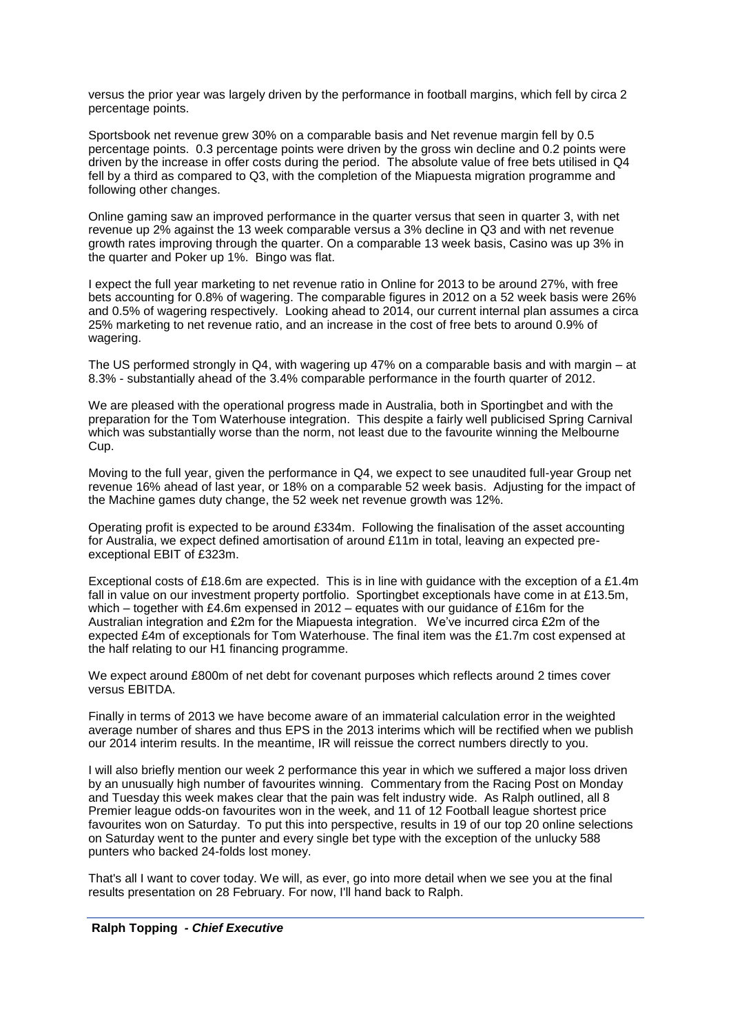versus the prior year was largely driven by the performance in football margins, which fell by circa 2 percentage points.

Sportsbook net revenue grew 30% on a comparable basis and Net revenue margin fell by 0.5 percentage points. 0.3 percentage points were driven by the gross win decline and 0.2 points were driven by the increase in offer costs during the period. The absolute value of free bets utilised in Q4 fell by a third as compared to Q3, with the completion of the Miapuesta migration programme and following other changes.

Online gaming saw an improved performance in the quarter versus that seen in quarter 3, with net revenue up 2% against the 13 week comparable versus a 3% decline in Q3 and with net revenue growth rates improving through the quarter. On a comparable 13 week basis, Casino was up 3% in the quarter and Poker up 1%. Bingo was flat.

I expect the full year marketing to net revenue ratio in Online for 2013 to be around 27%, with free bets accounting for 0.8% of wagering. The comparable figures in 2012 on a 52 week basis were 26% and 0.5% of wagering respectively. Looking ahead to 2014, our current internal plan assumes a circa 25% marketing to net revenue ratio, and an increase in the cost of free bets to around 0.9% of wagering.

The US performed strongly in Q4, with wagering up 47% on a comparable basis and with margin – at 8.3% - substantially ahead of the 3.4% comparable performance in the fourth quarter of 2012.

We are pleased with the operational progress made in Australia, both in Sportingbet and with the preparation for the Tom Waterhouse integration. This despite a fairly well publicised Spring Carnival which was substantially worse than the norm, not least due to the favourite winning the Melbourne Cup.

Moving to the full year, given the performance in Q4, we expect to see unaudited full-year Group net revenue 16% ahead of last year, or 18% on a comparable 52 week basis. Adjusting for the impact of the Machine games duty change, the 52 week net revenue growth was 12%.

Operating profit is expected to be around £334m. Following the finalisation of the asset accounting for Australia, we expect defined amortisation of around £11m in total, leaving an expected pre-exceptional EBIT of £323m.

Exceptional costs of £18.6m are expected. This is in line with guidance with the exception of a £1.4m fall in value on our investment property portfolio. Sportingbet exceptionals have come in at £13.5m, which – together with £4.6m expensed in 2012 – equates with our guidance of £16m for the Australian integration and £2m for the Miapuesta integration. We've incurred circa £2m of the expected £4m of exceptionals for Tom Waterhouse. The final item was the £1.7m cost expensed at the half relating to our H1 financing programme.

We expect around £800m of net debt for covenant purposes which reflects around 2 times cover versus EBITDA.

Finally in terms of 2013 we have become aware of an immaterial calculation error in the weighted average number of shares and thus EPS in the 2013 interims which will be rectified when we publish our 2014 interim results. In the meantime, IR will reissue the correct numbers directly to you.

I will also briefly mention our week 2 performance this year in which we suffered a major loss driven by an unusually high number of favourites winning. Commentary from the Racing Post on Monday and Tuesday this week makes clear that the pain was felt industry wide. As Ralph outlined, all 8 Premier league odds-on favourites won in the week, and 11 of 12 Football league shortest price favourites won on Saturday. To put this into perspective, results in 19 of our top 20 online selections on Saturday went to the punter and every single bet type with the exception of the unlucky 588 punters who backed 24-folds lost money.

That's all I want to cover today. We will, as ever, go into more detail when we see you at the final results presentation on 28 February. For now, I'll hand back to Ralph.

**Ralph Topping** *- **Chief Executive***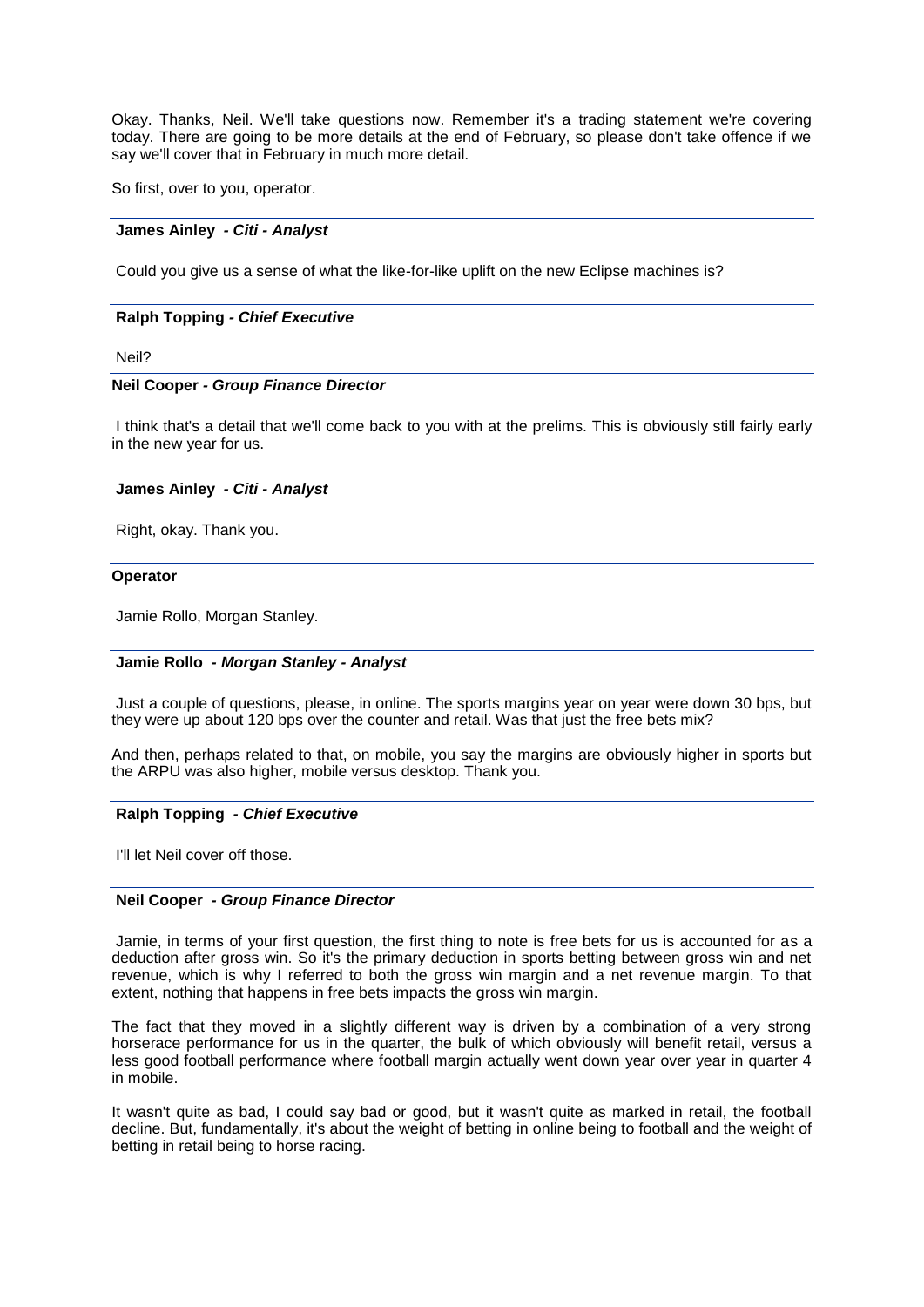Okay. Thanks, Neil. We'll take questions now. Remember it's a trading statement we're covering today. There are going to be more details at the end of February, so please don't take offence if we say we'll cover that in February in much more detail.

So first, over to you, operator.

---

**James Ainley** *- Citi - Analyst*

Could you give us a sense of what the like-for-like uplift on the new Eclipse machines is?

---

**Ralph Topping** *- Chief Executive*

Neil?

---

**Neil Cooper** *- Group Finance Director*

I think that's a detail that we'll come back to you with at the prelims. This is obviously still fairly early in the new year for us.

---

**James Ainley** *- Citi - Analyst*

Right, okay. Thank you.

---

**Operator**

Jamie Rollo, Morgan Stanley.

---

**Jamie Rollo** *- Morgan Stanley - Analyst*

Just a couple of questions, please, in online. The sports margins year on year were down 30 bps, but they were up about 120 bps over the counter and retail. Was that just the free bets mix?

And then, perhaps related to that, on mobile, you say the margins are obviously higher in sports but the ARPU was also higher, mobile versus desktop. Thank you.

---

**Ralph Topping** *- Chief Executive*

I'll let Neil cover off those.

---

**Neil Cooper** *- Group Finance Director*

Jamie, in terms of your first question, the first thing to note is free bets for us is accounted for as a deduction after gross win. So it's the primary deduction in sports betting between gross win and net revenue, which is why I referred to both the gross win margin and a net revenue margin. To that extent, nothing that happens in free bets impacts the gross win margin.

The fact that they moved in a slightly different way is driven by a combination of a very strong horserace performance for us in the quarter, the bulk of which obviously will benefit retail, versus a less good football performance where football margin actually went down year over year in quarter 4 in mobile.

It wasn't quite as bad, I could say bad or good, but it wasn't quite as marked in retail, the football decline. But, fundamentally, it's about the weight of betting in online being to football and the weight of betting in retail being to horse racing.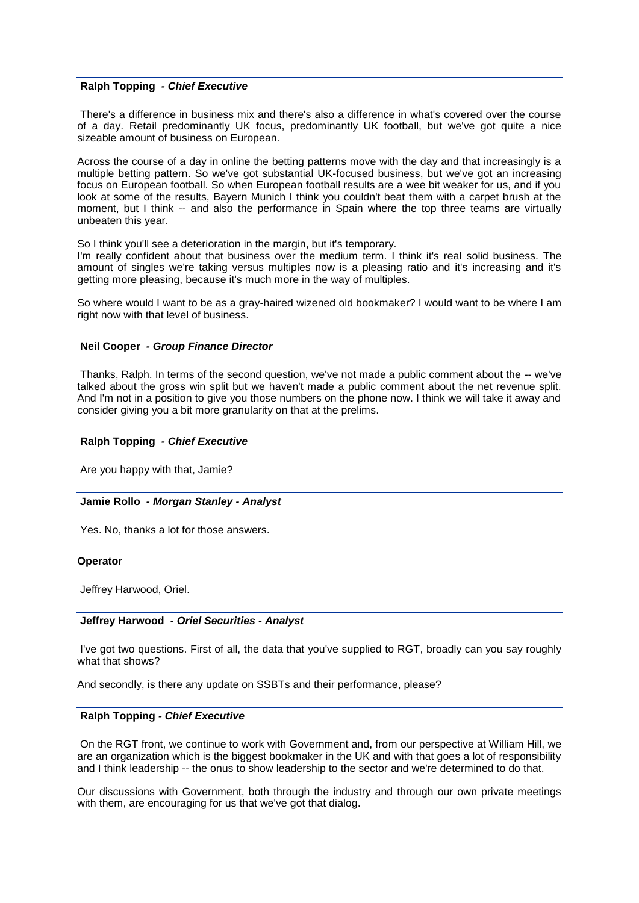**Ralph Topping** *- Chief Executive*

There's a difference in business mix and there's also a difference in what's covered over the course of a day. Retail predominantly UK focus, predominantly UK football, but we've got quite a nice sizeable amount of business on European.

Across the course of a day in online the betting patterns move with the day and that increasingly is a multiple betting pattern. So we've got substantial UK-focused business, but we've got an increasing focus on European football. So when European football results are a wee bit weaker for us, and if you look at some of the results, Bayern Munich I think you couldn't beat them with a carpet brush at the moment, but I think -- and also the performance in Spain where the top three teams are virtually unbeaten this year.

So I think you'll see a deterioration in the margin, but it's temporary.
I'm really confident about that business over the medium term. I think it's real solid business. The amount of singles we're taking versus multiples now is a pleasing ratio and it's increasing and it's getting more pleasing, because it's much more in the way of multiples.

So where would I want to be as a gray-haired wizened old bookmaker? I would want to be where I am right now with that level of business.

---

**Neil Cooper** *- Group Finance Director*

Thanks, Ralph. In terms of the second question, we've not made a public comment about the -- we've talked about the gross win split but we haven't made a public comment about the net revenue split. And I'm not in a position to give you those numbers on the phone now. I think we will take it away and consider giving you a bit more granularity on that at the prelims.

---

**Ralph Topping** *- Chief Executive*

Are you happy with that, Jamie?

---

**Jamie Rollo** *- Morgan Stanley - Analyst*

Yes. No, thanks a lot for those answers.

---

**Operator**

Jeffrey Harwood, Oriel.

---

**Jeffrey Harwood** *- Oriel Securities - Analyst*

I've got two questions. First of all, the data that you've supplied to RGT, broadly can you say roughly what that shows?

And secondly, is there any update on SSBTs and their performance, please?

---

**Ralph Topping** *- Chief Executive*

On the RGT front, we continue to work with Government and, from our perspective at William Hill, we are an organization which is the biggest bookmaker in the UK and with that goes a lot of responsibility and I think leadership -- the onus to show leadership to the sector and we're determined to do that.

Our discussions with Government, both through the industry and through our own private meetings with them, are encouraging for us that we've got that dialog.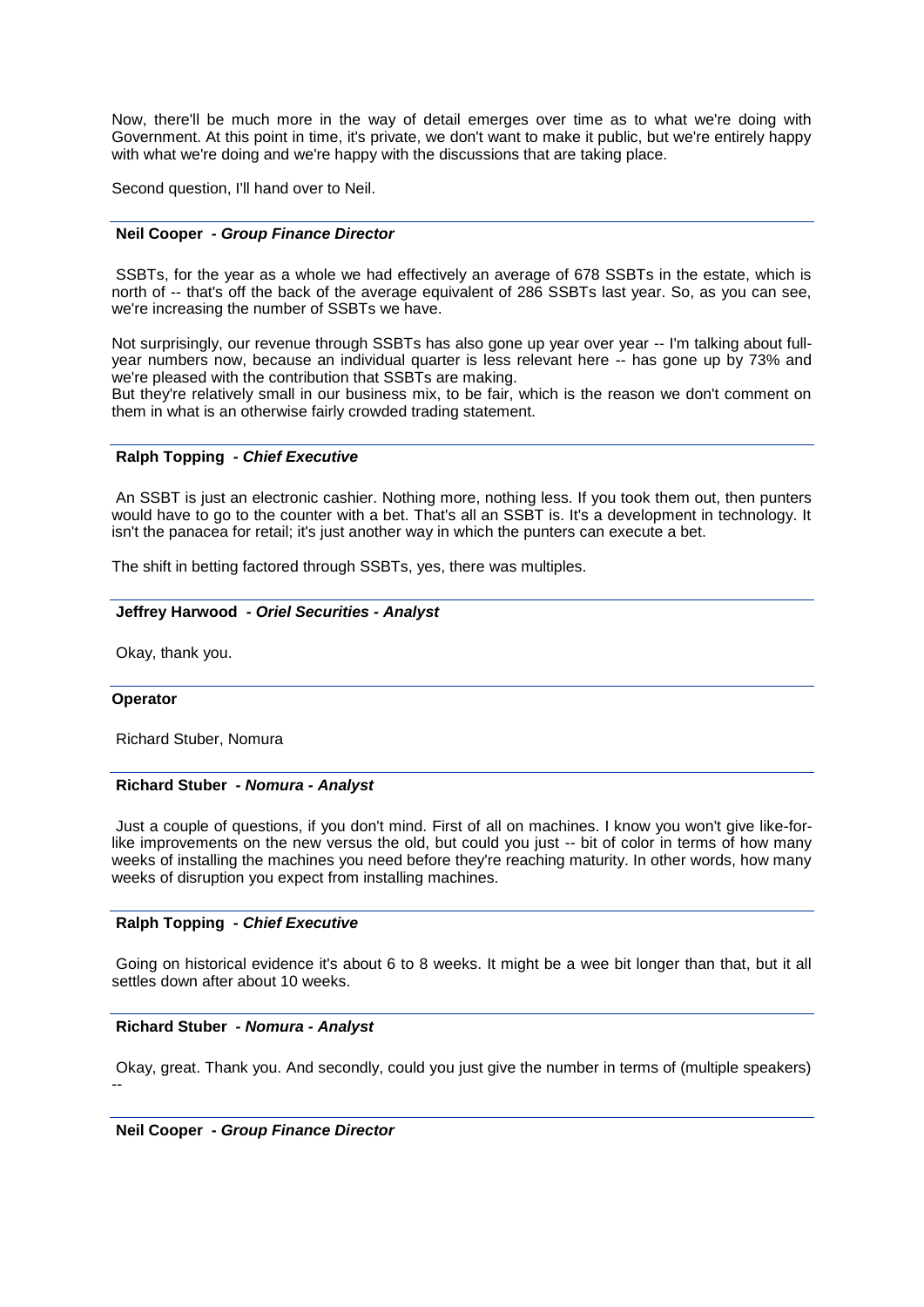Now, there'll be much more in the way of detail emerges over time as to what we're doing with Government. At this point in time, it's private, we don't want to make it public, but we're entirely happy with what we're doing and we're happy with the discussions that are taking place.

Second question, I'll hand over to Neil.

---

**Neil Cooper** *- Group Finance Director*

SSBTs, for the year as a whole we had effectively an average of 678 SSBTs in the estate, which is north of -- that's off the back of the average equivalent of 286 SSBTs last year. So, as you can see, we're increasing the number of SSBTs we have.

Not surprisingly, our revenue through SSBTs has also gone up year over year -- I'm talking about full-year numbers now, because an individual quarter is less relevant here -- has gone up by 73% and we're pleased with the contribution that SSBTs are making.
But they're relatively small in our business mix, to be fair, which is the reason we don't comment on them in what is an otherwise fairly crowded trading statement.

---

**Ralph Topping** *- Chief Executive*

An SSBT is just an electronic cashier. Nothing more, nothing less. If you took them out, then punters would have to go to the counter with a bet. That's all an SSBT is. It's a development in technology. It isn't the panacea for retail; it's just another way in which the punters can execute a bet.

The shift in betting factored through SSBTs, yes, there was multiples.

---

**Jeffrey Harwood** *- Oriel Securities - Analyst*

Okay, thank you.

---

**Operator**

Richard Stuber, Nomura

---

**Richard Stuber** *- Nomura - Analyst*

Just a couple of questions, if you don't mind. First of all on machines. I know you won't give like-for-like improvements on the new versus the old, but could you just -- bit of color in terms of how many weeks of installing the machines you need before they're reaching maturity. In other words, how many weeks of disruption you expect from installing machines.

---

**Ralph Topping** *- Chief Executive*

Going on historical evidence it's about 6 to 8 weeks. It might be a wee bit longer than that, but it all settles down after about 10 weeks.

---

**Richard Stuber** *- Nomura - Analyst*

Okay, great. Thank you. And secondly, could you just give the number in terms of (multiple speakers) --

---

**Neil Cooper** *- Group Finance Director*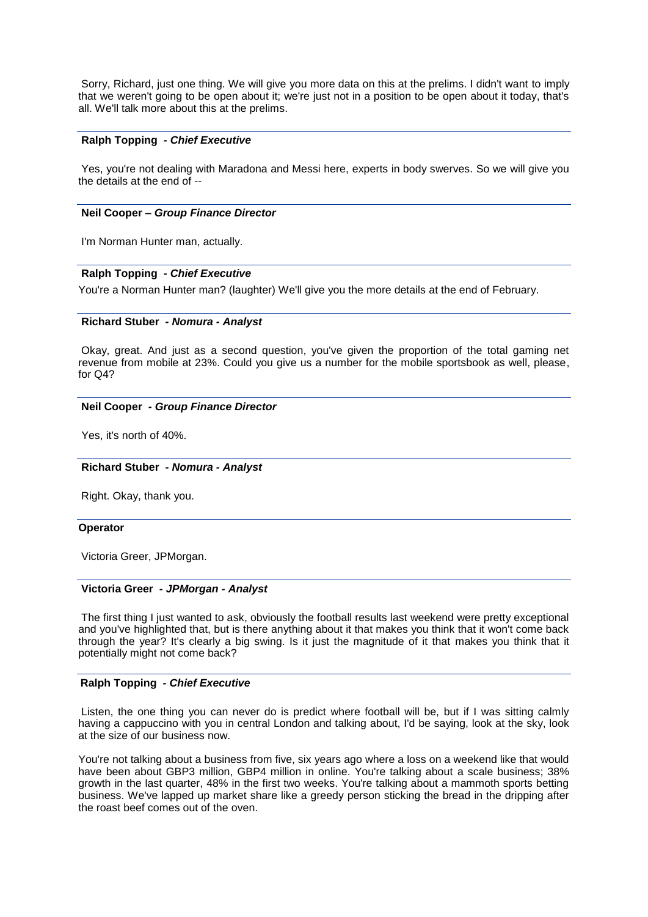Sorry, Richard, just one thing. We will give you more data on this at the prelims. I didn't want to imply that we weren't going to be open about it; we're just not in a position to be open about it today, that's all. We'll talk more about this at the prelims.

---

**Ralph Topping** *- Chief Executive*

Yes, you're not dealing with Maradona and Messi here, experts in body swerves. So we will give you the details at the end of --

---

**Neil Cooper –** ***Group Finance Director***

I'm Norman Hunter man, actually.

---

**Ralph Topping** *- Chief Executive*

You're a Norman Hunter man? (laughter) We'll give you the more details at the end of February.

---

**Richard Stuber** *- Nomura - Analyst*

Okay, great. And just as a second question, you've given the proportion of the total gaming net revenue from mobile at 23%. Could you give us a number for the mobile sportsbook as well, please, for Q4?

---

**Neil Cooper** *- Group Finance Director*

Yes, it's north of 40%.

---

**Richard Stuber** *- Nomura - Analyst*

Right. Okay, thank you.

---

**Operator**

Victoria Greer, JPMorgan.

---

**Victoria Greer** *- JPMorgan - Analyst*

The first thing I just wanted to ask, obviously the football results last weekend were pretty exceptional and you've highlighted that, but is there anything about it that makes you think that it won't come back through the year? It's clearly a big swing. Is it just the magnitude of it that makes you think that it potentially might not come back?

---

**Ralph Topping** *- Chief Executive*

Listen, the one thing you can never do is predict where football will be, but if I was sitting calmly having a cappuccino with you in central London and talking about, I'd be saying, look at the sky, look at the size of our business now.

You're not talking about a business from five, six years ago where a loss on a weekend like that would have been about GBP3 million, GBP4 million in online. You're talking about a scale business; 38% growth in the last quarter, 48% in the first two weeks. You're talking about a mammoth sports betting business. We've lapped up market share like a greedy person sticking the bread in the dripping after the roast beef comes out of the oven.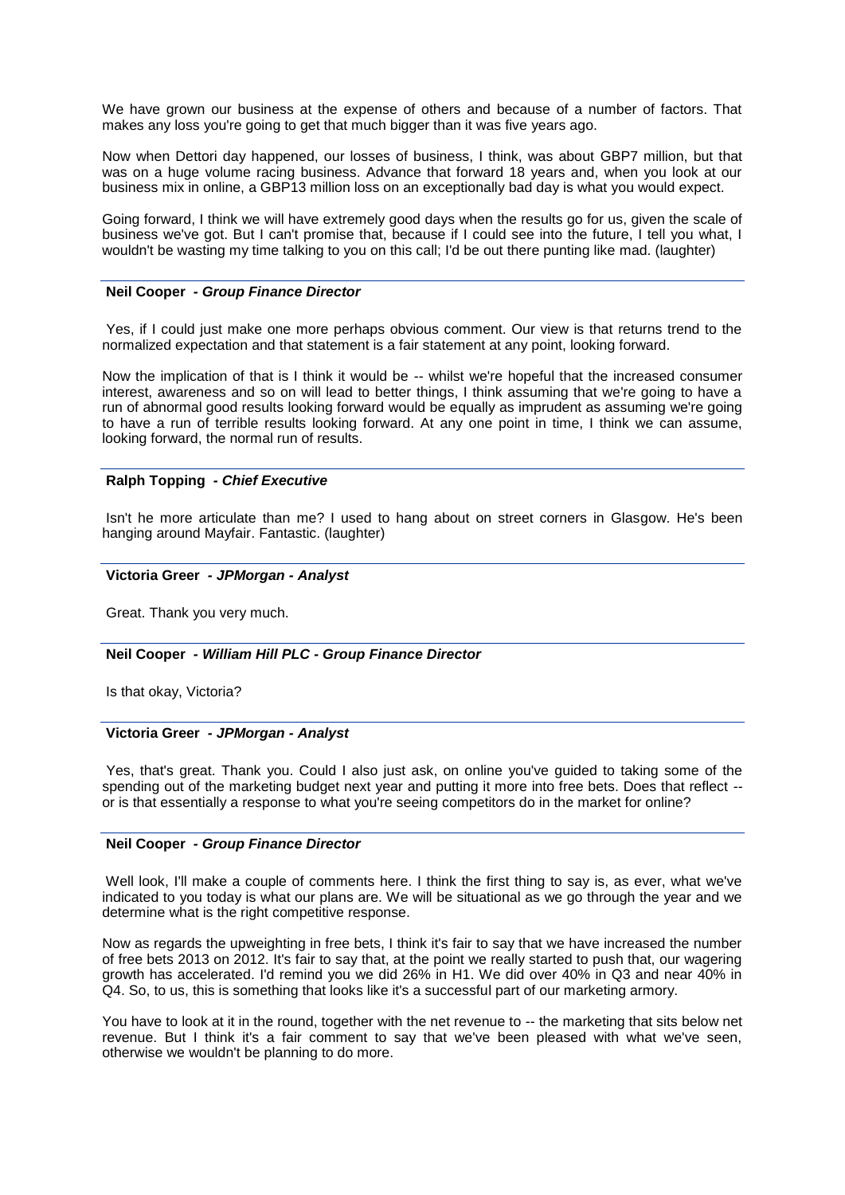We have grown our business at the expense of others and because of a number of factors. That makes any loss you're going to get that much bigger than it was five years ago.

Now when Dettori day happened, our losses of business, I think, was about GBP7 million, but that was on a huge volume racing business. Advance that forward 18 years and, when you look at our business mix in online, a GBP13 million loss on an exceptionally bad day is what you would expect.

Going forward, I think we will have extremely good days when the results go for us, given the scale of business we've got. But I can't promise that, because if I could see into the future, I tell you what, I wouldn't be wasting my time talking to you on this call; I'd be out there punting like mad. (laughter)

**Neil Cooper** *- Group Finance Director*

Yes, if I could just make one more perhaps obvious comment. Our view is that returns trend to the normalized expectation and that statement is a fair statement at any point, looking forward.

Now the implication of that is I think it would be -- whilst we're hopeful that the increased consumer interest, awareness and so on will lead to better things, I think assuming that we're going to have a run of abnormal good results looking forward would be equally as imprudent as assuming we're going to have a run of terrible results looking forward. At any one point in time, I think we can assume, looking forward, the normal run of results.

**Ralph Topping** *- Chief Executive*

Isn't he more articulate than me? I used to hang about on street corners in Glasgow. He's been hanging around Mayfair. Fantastic. (laughter)

**Victoria Greer** *- JPMorgan - Analyst*

Great. Thank you very much.

**Neil Cooper** *- William Hill PLC - Group Finance Director*

Is that okay, Victoria?

**Victoria Greer** *- JPMorgan - Analyst*

Yes, that's great. Thank you. Could I also just ask, on online you've guided to taking some of the spending out of the marketing budget next year and putting it more into free bets. Does that reflect -- or is that essentially a response to what you're seeing competitors do in the market for online?

**Neil Cooper** *- Group Finance Director*

Well look, I'll make a couple of comments here. I think the first thing to say is, as ever, what we've indicated to you today is what our plans are. We will be situational as we go through the year and we determine what is the right competitive response.

Now as regards the upweighting in free bets, I think it's fair to say that we have increased the number of free bets 2013 on 2012. It's fair to say that, at the point we really started to push that, our wagering growth has accelerated. I'd remind you we did 26% in H1. We did over 40% in Q3 and near 40% in Q4. So, to us, this is something that looks like it's a successful part of our marketing armory.

You have to look at it in the round, together with the net revenue to -- the marketing that sits below net revenue. But I think it's a fair comment to say that we've been pleased with what we've seen, otherwise we wouldn't be planning to do more.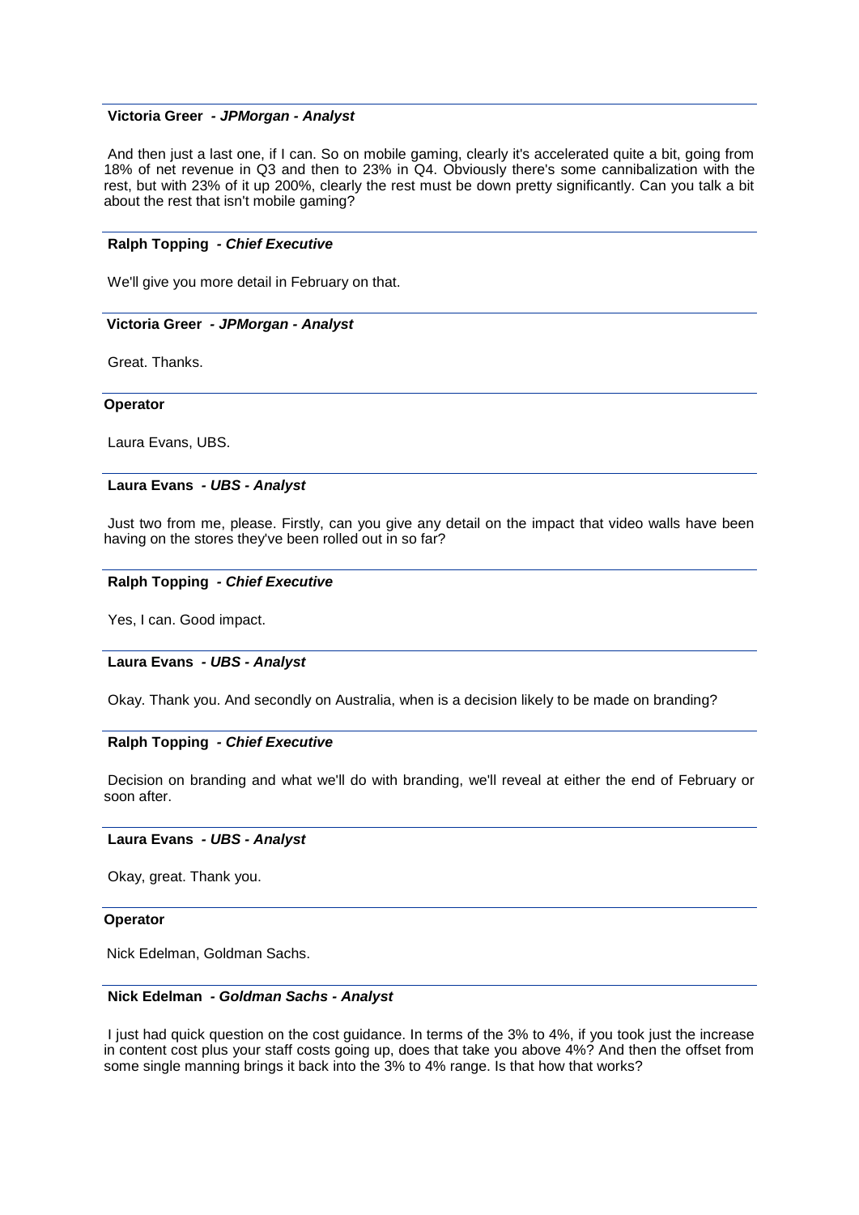**Victoria Greer** *- JPMorgan - Analyst*

And then just a last one, if I can. So on mobile gaming, clearly it's accelerated quite a bit, going from 18% of net revenue in Q3 and then to 23% in Q4. Obviously there's some cannibalization with the rest, but with 23% of it up 200%, clearly the rest must be down pretty significantly. Can you talk a bit about the rest that isn't mobile gaming?

---

**Ralph Topping** *- Chief Executive*

We'll give you more detail in February on that.

---

**Victoria Greer** *- JPMorgan - Analyst*

Great. Thanks.

---

**Operator**

Laura Evans, UBS.

---

**Laura Evans** *- UBS - Analyst*

Just two from me, please. Firstly, can you give any detail on the impact that video walls have been having on the stores they've been rolled out in so far?

---

**Ralph Topping** *- Chief Executive*

Yes, I can. Good impact.

---

**Laura Evans** *- UBS - Analyst*

Okay. Thank you. And secondly on Australia, when is a decision likely to be made on branding?

---

**Ralph Topping** *- Chief Executive*

Decision on branding and what we'll do with branding, we'll reveal at either the end of February or soon after.

---

**Laura Evans** *- UBS - Analyst*

Okay, great. Thank you.

---

**Operator**

Nick Edelman, Goldman Sachs.

---

**Nick Edelman** *- Goldman Sachs - Analyst*

I just had quick question on the cost guidance. In terms of the 3% to 4%, if you took just the increase in content cost plus your staff costs going up, does that take you above 4%? And then the offset from some single manning brings it back into the 3% to 4% range. Is that how that works?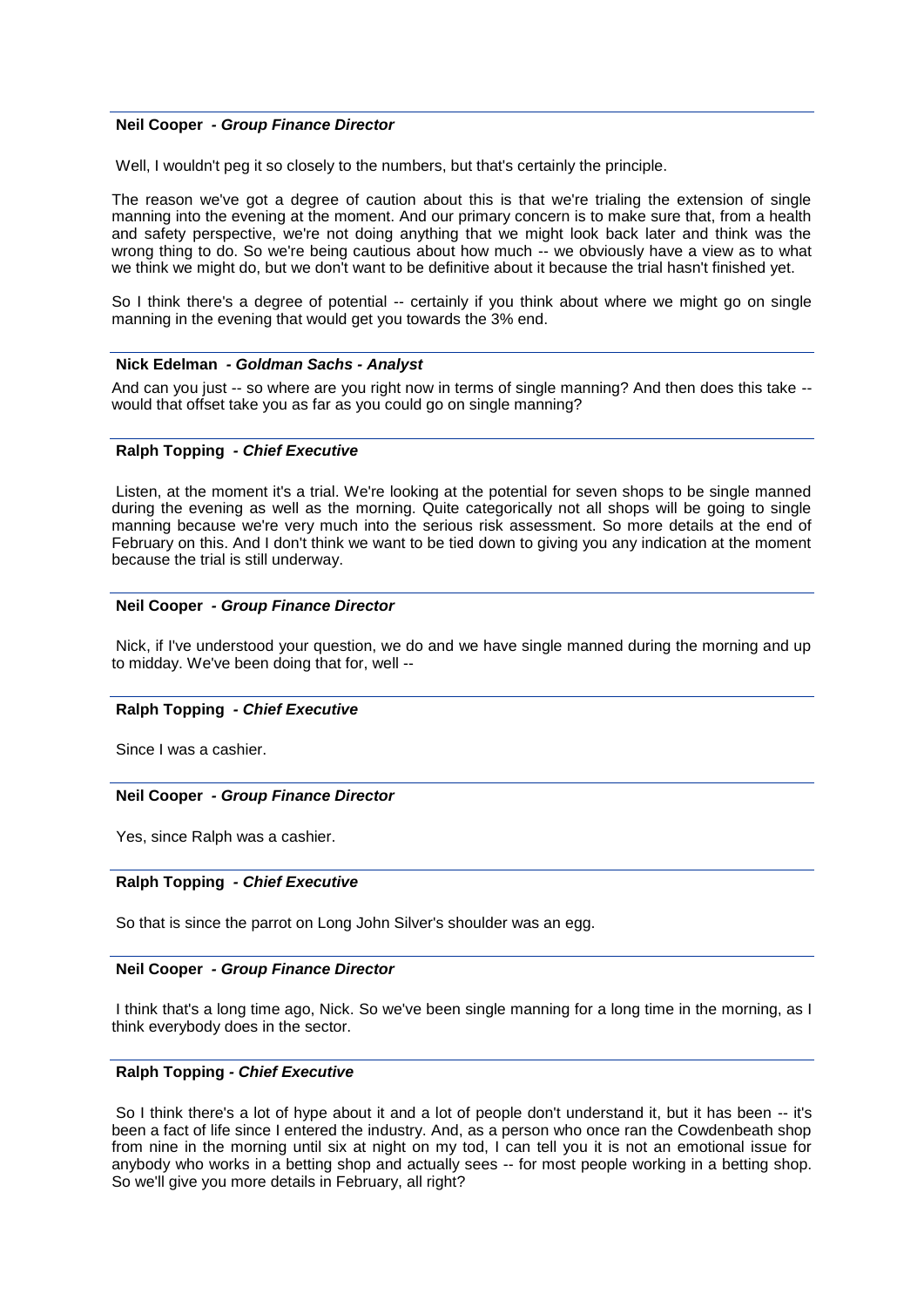**Neil Cooper** *- Group Finance Director*

Well, I wouldn't peg it so closely to the numbers, but that's certainly the principle.

The reason we've got a degree of caution about this is that we're trialing the extension of single manning into the evening at the moment. And our primary concern is to make sure that, from a health and safety perspective, we're not doing anything that we might look back later and think was the wrong thing to do. So we're being cautious about how much -- we obviously have a view as to what we think we might do, but we don't want to be definitive about it because the trial hasn't finished yet.

So I think there's a degree of potential -- certainly if you think about where we might go on single manning in the evening that would get you towards the 3% end.

---

**Nick Edelman** *- Goldman Sachs - Analyst*

And can you just -- so where are you right now in terms of single manning? And then does this take -- would that offset take you as far as you could go on single manning?

---

**Ralph Topping** *- Chief Executive*

Listen, at the moment it's a trial. We're looking at the potential for seven shops to be single manned during the evening as well as the morning. Quite categorically not all shops will be going to single manning because we're very much into the serious risk assessment. So more details at the end of February on this. And I don't think we want to be tied down to giving you any indication at the moment because the trial is still underway.

---

**Neil Cooper** *- Group Finance Director*

Nick, if I've understood your question, we do and we have single manned during the morning and up to midday. We've been doing that for, well --

---

**Ralph Topping** *- Chief Executive*

Since I was a cashier.

---

**Neil Cooper** *- Group Finance Director*

Yes, since Ralph was a cashier.

---

**Ralph Topping** *- Chief Executive*

So that is since the parrot on Long John Silver's shoulder was an egg.

---

**Neil Cooper** *- Group Finance Director*

I think that's a long time ago, Nick. So we've been single manning for a long time in the morning, as I think everybody does in the sector.

---

**Ralph Topping** *- Chief Executive*

So I think there's a lot of hype about it and a lot of people don't understand it, but it has been -- it's been a fact of life since I entered the industry. And, as a person who once ran the Cowdenbeath shop from nine in the morning until six at night on my tod, I can tell you it is not an emotional issue for anybody who works in a betting shop and actually sees -- for most people working in a betting shop. So we'll give you more details in February, all right?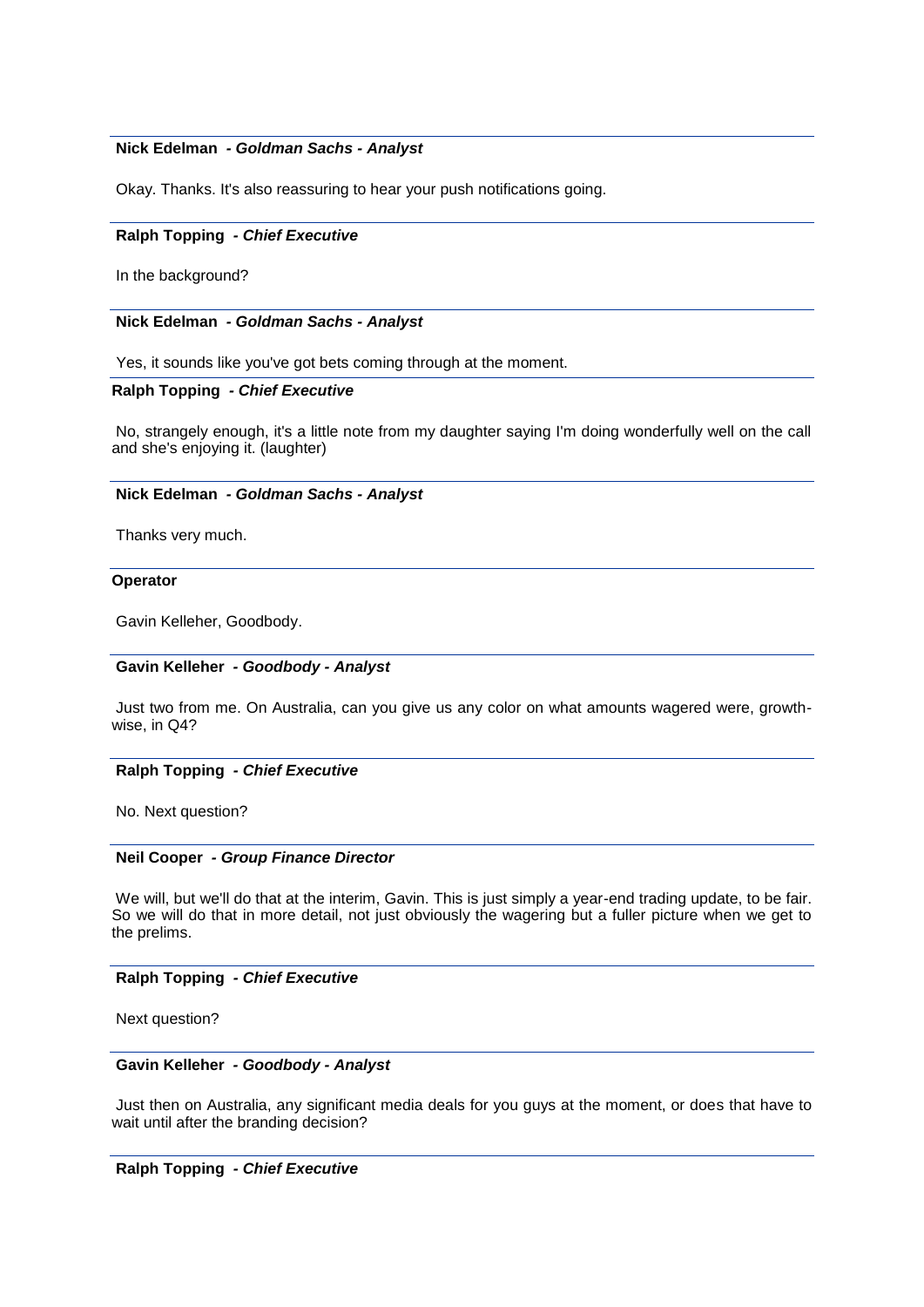**Nick Edelman** *- Goldman Sachs - Analyst*

Okay. Thanks. It's also reassuring to hear your push notifications going.

---

**Ralph Topping** *- Chief Executive*

In the background?

---

**Nick Edelman** *- Goldman Sachs - Analyst*

Yes, it sounds like you've got bets coming through at the moment.

---

**Ralph Topping** *- Chief Executive*

No, strangely enough, it's a little note from my daughter saying I'm doing wonderfully well on the call and she's enjoying it. (laughter)

---

**Nick Edelman** *- Goldman Sachs - Analyst*

Thanks very much.

---

**Operator**

Gavin Kelleher, Goodbody.

---

**Gavin Kelleher** *- Goodbody - Analyst*

Just two from me. On Australia, can you give us any color on what amounts wagered were, growth-wise, in Q4?

---

**Ralph Topping** *- Chief Executive*

No. Next question?

---

**Neil Cooper** *- Group Finance Director*

We will, but we'll do that at the interim, Gavin. This is just simply a year-end trading update, to be fair. So we will do that in more detail, not just obviously the wagering but a fuller picture when we get to the prelims.

---

**Ralph Topping** *- Chief Executive*

Next question?

---

**Gavin Kelleher** *- Goodbody - Analyst*

Just then on Australia, any significant media deals for you guys at the moment, or does that have to wait until after the branding decision?

---

**Ralph Topping** *- Chief Executive*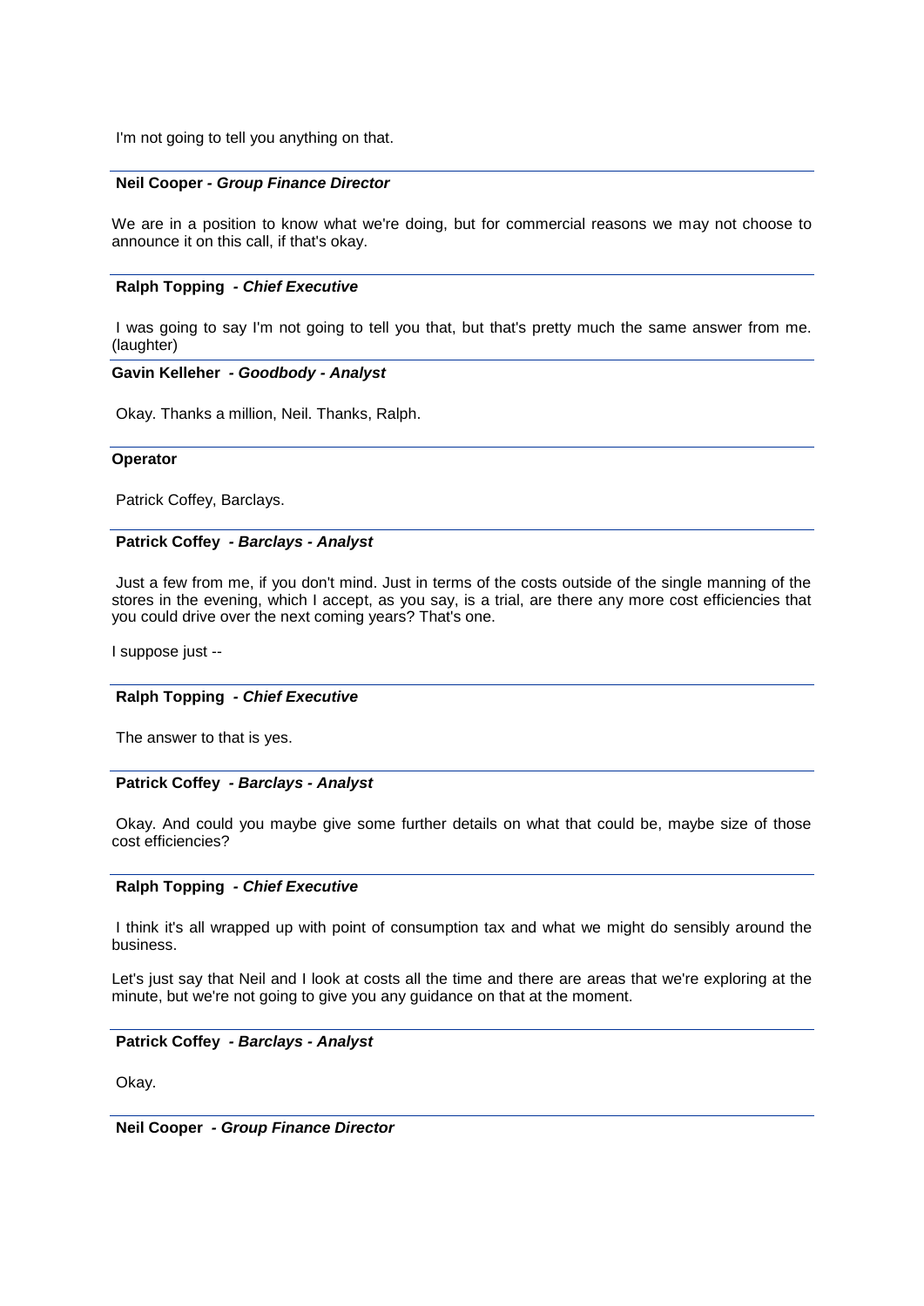I'm not going to tell you anything on that.

**Neil Cooper -** ***Group Finance Director***

We are in a position to know what we're doing, but for commercial reasons we may not choose to announce it on this call, if that's okay.

**Ralph Topping -** ***Chief Executive***

I was going to say I'm not going to tell you that, but that's pretty much the same answer from me. (laughter)

**Gavin Kelleher -** ***Goodbody - Analyst***

Okay. Thanks a million, Neil. Thanks, Ralph.

**Operator**

Patrick Coffey, Barclays.

**Patrick Coffey -** ***Barclays - Analyst***

Just a few from me, if you don't mind. Just in terms of the costs outside of the single manning of the stores in the evening, which I accept, as you say, is a trial, are there any more cost efficiencies that you could drive over the next coming years? That's one.

I suppose just --

**Ralph Topping -** ***Chief Executive***

The answer to that is yes.

**Patrick Coffey -** ***Barclays - Analyst***

Okay. And could you maybe give some further details on what that could be, maybe size of those cost efficiencies?

**Ralph Topping -** ***Chief Executive***

I think it's all wrapped up with point of consumption tax and what we might do sensibly around the business.

Let's just say that Neil and I look at costs all the time and there are areas that we're exploring at the minute, but we're not going to give you any guidance on that at the moment.

**Patrick Coffey -** ***Barclays - Analyst***

Okay.

**Neil Cooper -** ***Group Finance Director***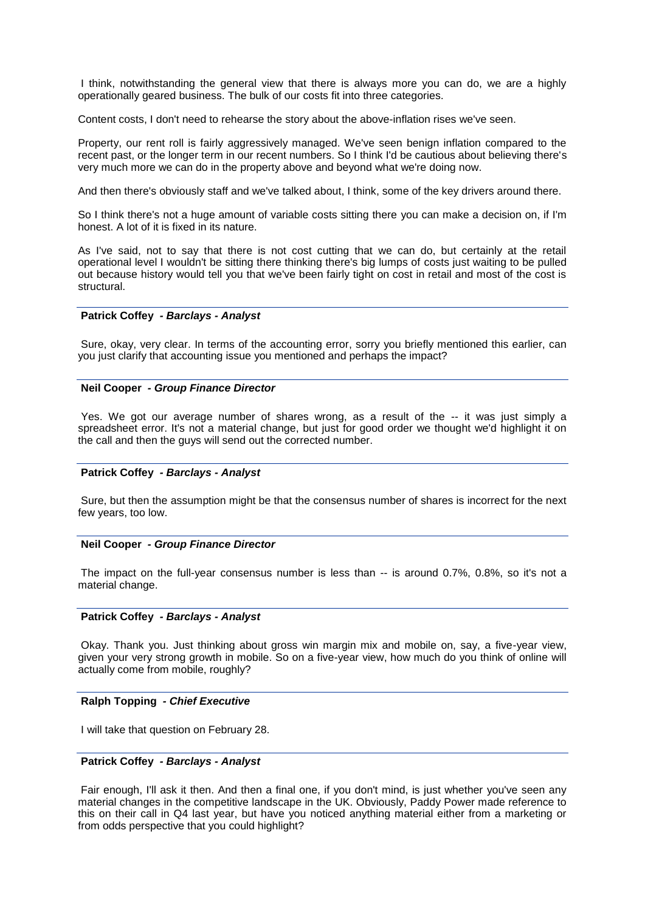I think, notwithstanding the general view that there is always more you can do, we are a highly operationally geared business. The bulk of our costs fit into three categories.

Content costs, I don't need to rehearse the story about the above-inflation rises we've seen.

Property, our rent roll is fairly aggressively managed. We've seen benign inflation compared to the recent past, or the longer term in our recent numbers. So I think I'd be cautious about believing there's very much more we can do in the property above and beyond what we're doing now.

And then there's obviously staff and we've talked about, I think, some of the key drivers around there.

So I think there's not a huge amount of variable costs sitting there you can make a decision on, if I'm honest. A lot of it is fixed in its nature.

As I've said, not to say that there is not cost cutting that we can do, but certainly at the retail operational level I wouldn't be sitting there thinking there's big lumps of costs just waiting to be pulled out because history would tell you that we've been fairly tight on cost in retail and most of the cost is structural.

---

**Patrick Coffey** *- Barclays - Analyst*

Sure, okay, very clear. In terms of the accounting error, sorry you briefly mentioned this earlier, can you just clarify that accounting issue you mentioned and perhaps the impact?

---

**Neil Cooper** *- Group Finance Director*

Yes. We got our average number of shares wrong, as a result of the -- it was just simply a spreadsheet error. It's not a material change, but just for good order we thought we'd highlight it on the call and then the guys will send out the corrected number.

---

**Patrick Coffey** *- Barclays - Analyst*

Sure, but then the assumption might be that the consensus number of shares is incorrect for the next few years, too low.

---

**Neil Cooper** *- Group Finance Director*

The impact on the full-year consensus number is less than -- is around 0.7%, 0.8%, so it's not a material change.

---

**Patrick Coffey** *- Barclays - Analyst*

Okay. Thank you. Just thinking about gross win margin mix and mobile on, say, a five-year view, given your very strong growth in mobile. So on a five-year view, how much do you think of online will actually come from mobile, roughly?

---

**Ralph Topping** *- Chief Executive*

I will take that question on February 28.

---

**Patrick Coffey** *- Barclays - Analyst*

Fair enough, I'll ask it then. And then a final one, if you don't mind, is just whether you've seen any material changes in the competitive landscape in the UK. Obviously, Paddy Power made reference to this on their call in Q4 last year, but have you noticed anything material either from a marketing or from odds perspective that you could highlight?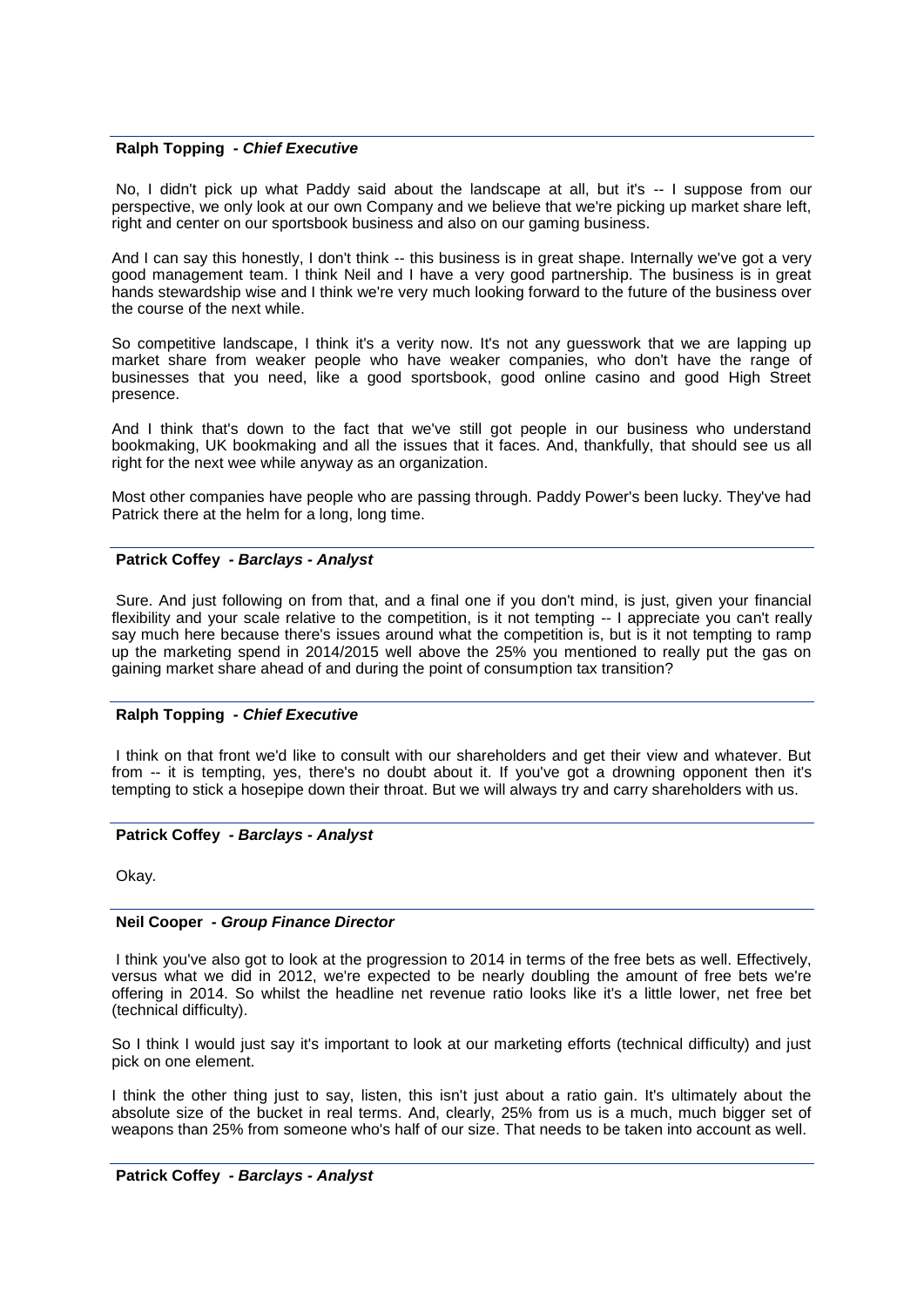**Ralph Topping** *- Chief Executive*

No, I didn't pick up what Paddy said about the landscape at all, but it's -- I suppose from our perspective, we only look at our own Company and we believe that we're picking up market share left, right and center on our sportsbook business and also on our gaming business.

And I can say this honestly, I don't think -- this business is in great shape. Internally we've got a very good management team. I think Neil and I have a very good partnership. The business is in great hands stewardship wise and I think we're very much looking forward to the future of the business over the course of the next while.

So competitive landscape, I think it's a verity now. It's not any guesswork that we are lapping up market share from weaker people who have weaker companies, who don't have the range of businesses that you need, like a good sportsbook, good online casino and good High Street presence.

And I think that's down to the fact that we've still got people in our business who understand bookmaking, UK bookmaking and all the issues that it faces. And, thankfully, that should see us all right for the next wee while anyway as an organization.

Most other companies have people who are passing through. Paddy Power's been lucky. They've had Patrick there at the helm for a long, long time.

**Patrick Coffey** *- Barclays - Analyst*

Sure. And just following on from that, and a final one if you don't mind, is just, given your financial flexibility and your scale relative to the competition, is it not tempting -- I appreciate you can't really say much here because there's issues around what the competition is, but is it not tempting to ramp up the marketing spend in 2014/2015 well above the 25% you mentioned to really put the gas on gaining market share ahead of and during the point of consumption tax transition?

**Ralph Topping** *- Chief Executive*

I think on that front we'd like to consult with our shareholders and get their view and whatever. But from -- it is tempting, yes, there's no doubt about it. If you've got a drowning opponent then it's tempting to stick a hosepipe down their throat. But we will always try and carry shareholders with us.

**Patrick Coffey** *- Barclays - Analyst*

Okay.

**Neil Cooper** *- Group Finance Director*

I think you've also got to look at the progression to 2014 in terms of the free bets as well. Effectively, versus what we did in 2012, we're expected to be nearly doubling the amount of free bets we're offering in 2014. So whilst the headline net revenue ratio looks like it's a little lower, net free bet (technical difficulty).

So I think I would just say it's important to look at our marketing efforts (technical difficulty) and just pick on one element.

I think the other thing just to say, listen, this isn't just about a ratio gain. It's ultimately about the absolute size of the bucket in real terms. And, clearly, 25% from us is a much, much bigger set of weapons than 25% from someone who's half of our size. That needs to be taken into account as well.

**Patrick Coffey** *- Barclays - Analyst*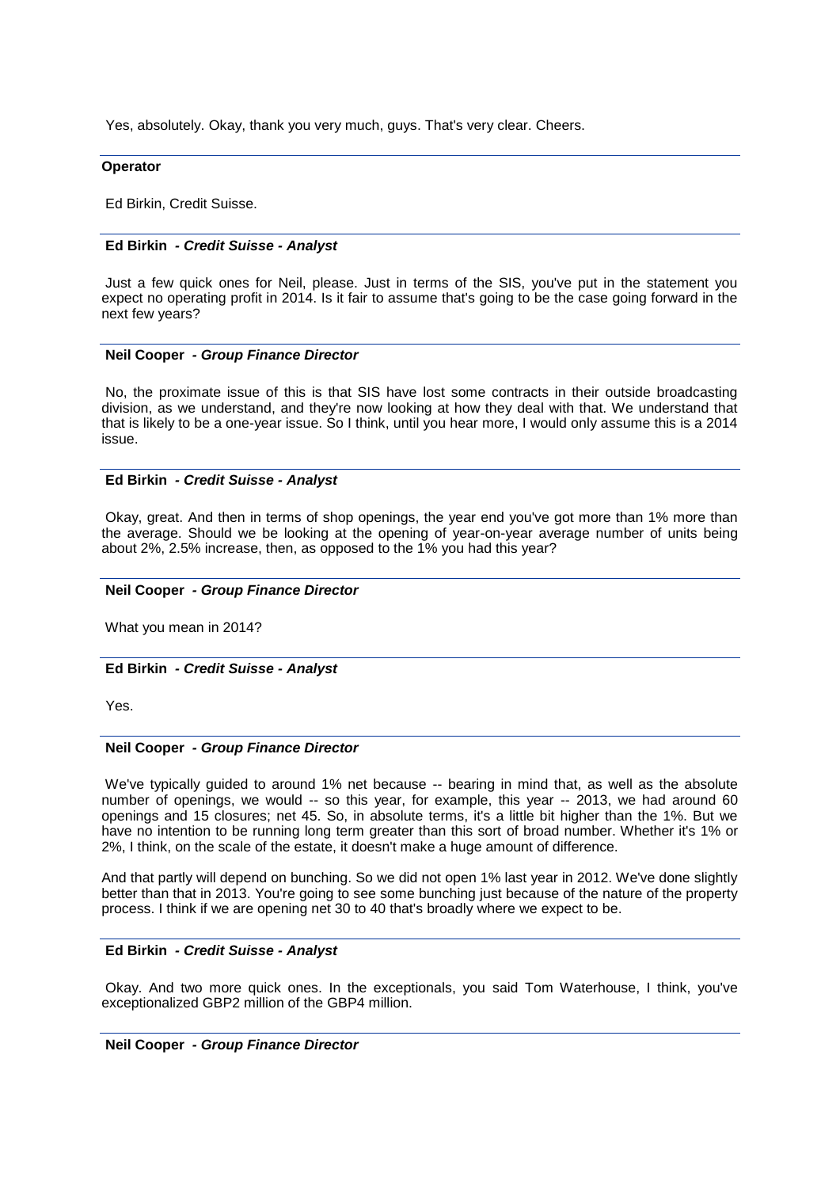Yes, absolutely. Okay, thank you very much, guys. That's very clear. Cheers.

---

**Operator**

Ed Birkin, Credit Suisse.

---

**Ed Birkin** *- Credit Suisse - Analyst*

Just a few quick ones for Neil, please. Just in terms of the SIS, you've put in the statement you expect no operating profit in 2014. Is it fair to assume that's going to be the case going forward in the next few years?

---

**Neil Cooper** *- Group Finance Director*

No, the proximate issue of this is that SIS have lost some contracts in their outside broadcasting division, as we understand, and they're now looking at how they deal with that. We understand that that is likely to be a one-year issue. So I think, until you hear more, I would only assume this is a 2014 issue.

---

**Ed Birkin** *- Credit Suisse - Analyst*

Okay, great. And then in terms of shop openings, the year end you've got more than 1% more than the average. Should we be looking at the opening of year-on-year average number of units being about 2%, 2.5% increase, then, as opposed to the 1% you had this year?

---

**Neil Cooper** *- Group Finance Director*

What you mean in 2014?

---

**Ed Birkin** *- Credit Suisse - Analyst*

Yes.

---

**Neil Cooper** *- Group Finance Director*

We've typically guided to around 1% net because -- bearing in mind that, as well as the absolute number of openings, we would -- so this year, for example, this year -- 2013, we had around 60 openings and 15 closures; net 45. So, in absolute terms, it's a little bit higher than the 1%. But we have no intention to be running long term greater than this sort of broad number. Whether it's 1% or 2%, I think, on the scale of the estate, it doesn't make a huge amount of difference.

And that partly will depend on bunching. So we did not open 1% last year in 2012. We've done slightly better than that in 2013. You're going to see some bunching just because of the nature of the property process. I think if we are opening net 30 to 40 that's broadly where we expect to be.

---

**Ed Birkin** *- Credit Suisse - Analyst*

Okay. And two more quick ones. In the exceptionals, you said Tom Waterhouse, I think, you've exceptionalized GBP2 million of the GBP4 million.

---

**Neil Cooper** *- Group Finance Director*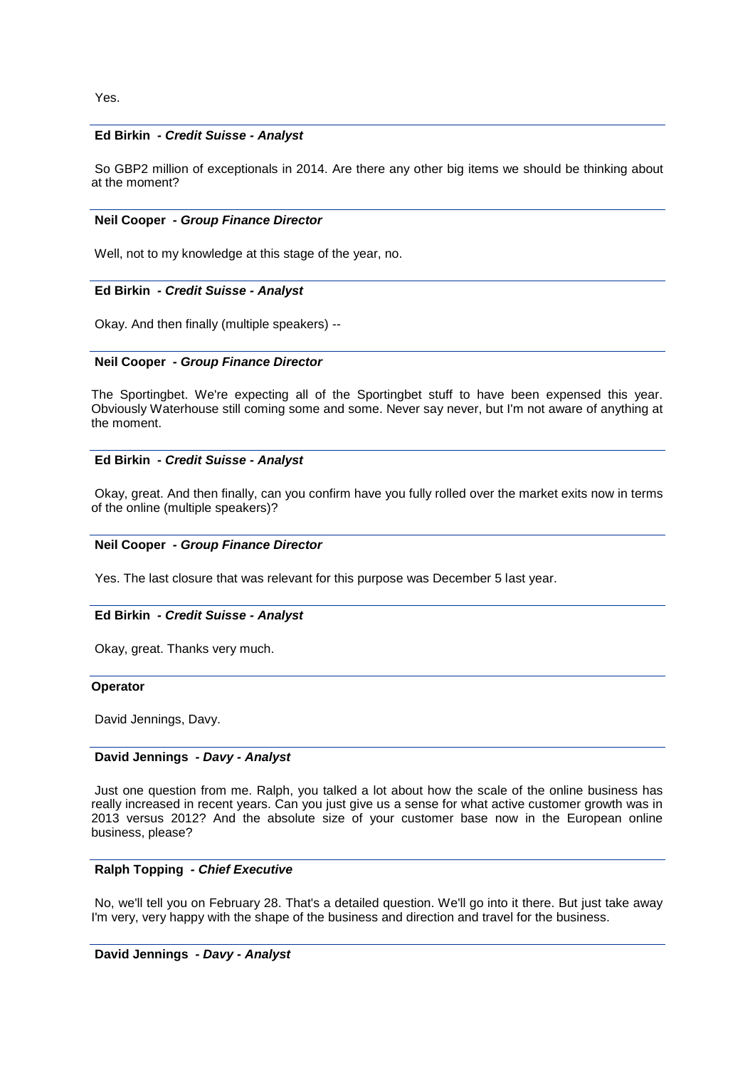Yes.

---

**Ed Birkin** *- Credit Suisse - Analyst*

So GBP2 million of exceptionals in 2014. Are there any other big items we should be thinking about at the moment?

---

**Neil Cooper** *- Group Finance Director*

Well, not to my knowledge at this stage of the year, no.

---

**Ed Birkin** *- Credit Suisse - Analyst*

Okay. And then finally (multiple speakers) --

---

**Neil Cooper** *- Group Finance Director*

The Sportingbet. We're expecting all of the Sportingbet stuff to have been expensed this year. Obviously Waterhouse still coming some and some. Never say never, but I'm not aware of anything at the moment.

---

**Ed Birkin** *- Credit Suisse - Analyst*

Okay, great. And then finally, can you confirm have you fully rolled over the market exits now in terms of the online (multiple speakers)?

---

**Neil Cooper** *- Group Finance Director*

Yes. The last closure that was relevant for this purpose was December 5 last year.

---

**Ed Birkin** *- Credit Suisse - Analyst*

Okay, great. Thanks very much.

---

**Operator**

David Jennings, Davy.

---

**David Jennings** *- Davy - Analyst*

Just one question from me. Ralph, you talked a lot about how the scale of the online business has really increased in recent years. Can you just give us a sense for what active customer growth was in 2013 versus 2012? And the absolute size of your customer base now in the European online business, please?

---

**Ralph Topping** *- Chief Executive*

No, we'll tell you on February 28. That's a detailed question. We'll go into it there. But just take away I'm very, very happy with the shape of the business and direction and travel for the business.

---

**David Jennings** *- Davy - Analyst*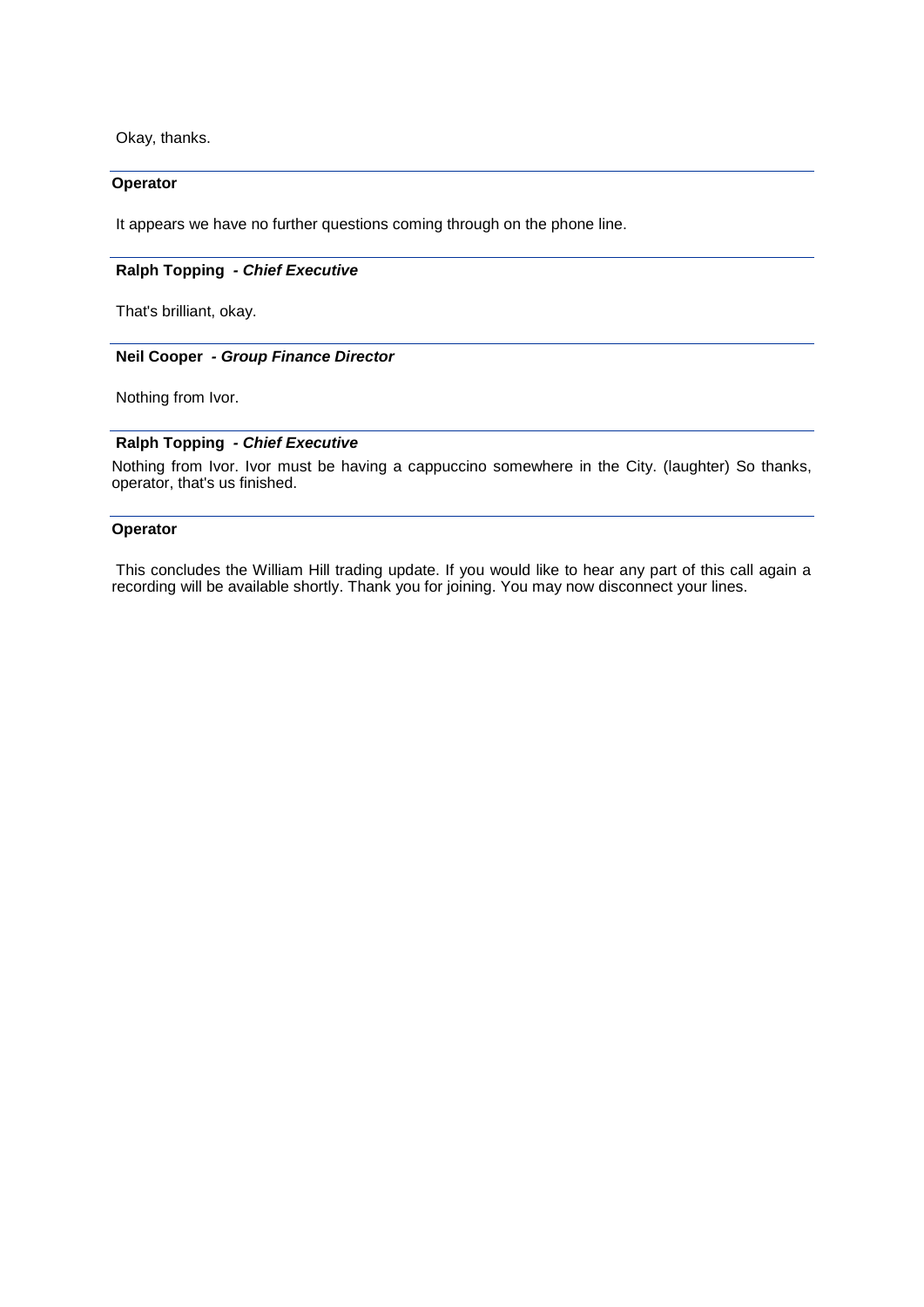Okay, thanks.

---

**Operator**

It appears we have no further questions coming through on the phone line.

---

**Ralph Topping** - ***Chief Executive***

That's brilliant, okay.

---

**Neil Cooper** - ***Group Finance Director***

Nothing from Ivor.

---

**Ralph Topping** - ***Chief Executive***

Nothing from Ivor. Ivor must be having a cappuccino somewhere in the City. (laughter) So thanks, operator, that's us finished.

---

**Operator**

This concludes the William Hill trading update. If you would like to hear any part of this call again a recording will be available shortly. Thank you for joining. You may now disconnect your lines.